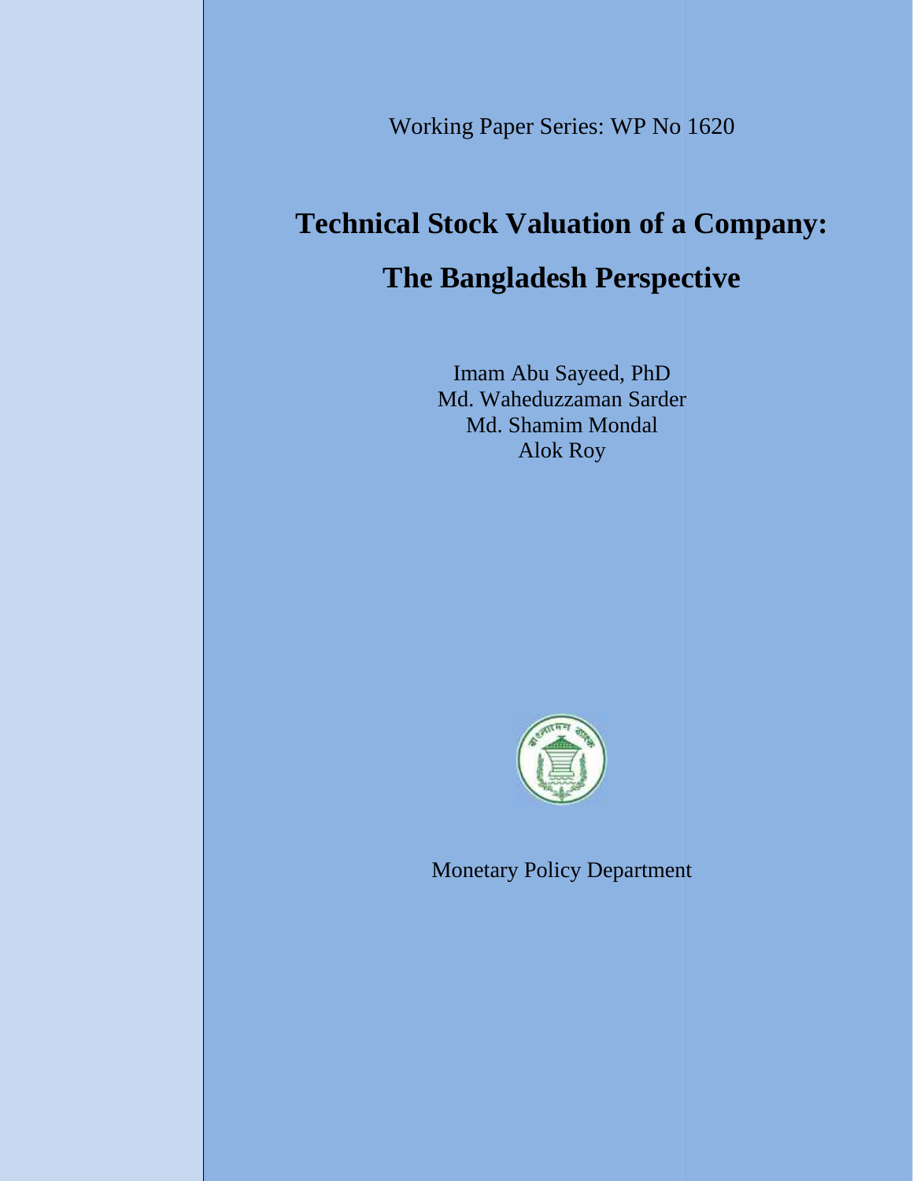Working Paper Series: WP No 1620

# Technical Stock Valuation of a Company:

# The Bangladesh Perspective

Imam Abu Sayeed, PhD
Md. Waheduzzaman Sarder
Md. Shamim Mondal
Alok Roy

Monetary Policy Department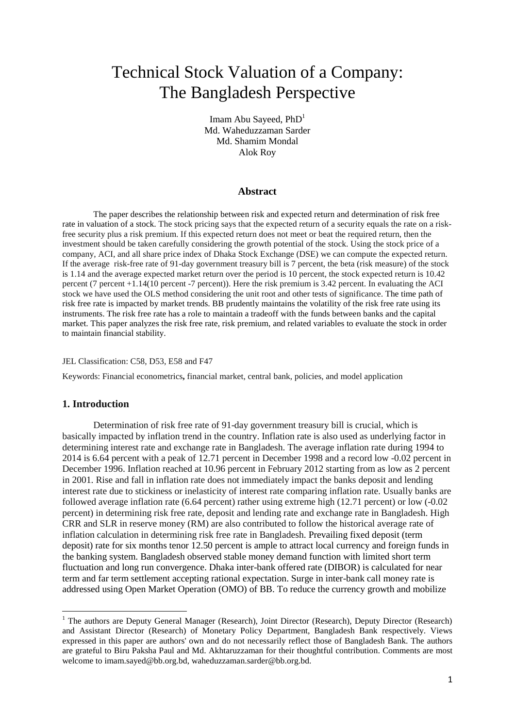# Technical Stock Valuation of a Company: The Bangladesh Perspective

Imam Abu Sayeed, PhD[1]
Md. Waheduzzaman Sarder
Md. Shamim Mondal
Alok Roy

## Abstract

The paper describes the relationship between risk and expected return and determination of risk free rate in valuation of a stock. The stock pricing says that the expected return of a security equals the rate on a risk-free security plus a risk premium. If this expected return does not meet or beat the required return, then the investment should be taken carefully considering the growth potential of the stock. Using the stock price of a company, ACI, and all share price index of Dhaka Stock Exchange (DSE) we can compute the expected return. If the average risk-free rate of 91-day government treasury bill is 7 percent, the beta (risk measure) of the stock is 1.14 and the average expected market return over the period is 10 percent, the stock expected return is 10.42 percent (7 percent +1.14(10 percent -7 percent)). Here the risk premium is 3.42 percent. In evaluating the ACI stock we have used the OLS method considering the unit root and other tests of significance. The time path of risk free rate is impacted by market trends. BB prudently maintains the volatility of the risk free rate using its instruments. The risk free rate has a role to maintain a tradeoff with the funds between banks and the capital market. This paper analyzes the risk free rate, risk premium, and related variables to evaluate the stock in order to maintain financial stability.

JEL Classification: C58, D53, E58 and F47

Keywords: Financial econometrics**,** financial market, central bank, policies, and model application

## 1. Introduction

Determination of risk free rate of 91-day government treasury bill is crucial, which is basically impacted by inflation trend in the country. Inflation rate is also used as underlying factor in determining interest rate and exchange rate in Bangladesh. The average inflation rate during 1994 to 2014 is 6.64 percent with a peak of 12.71 percent in December 1998 and a record low -0.02 percent in December 1996. Inflation reached at 10.96 percent in February 2012 starting from as low as 2 percent in 2001. Rise and fall in inflation rate does not immediately impact the banks deposit and lending interest rate due to stickiness or inelasticity of interest rate comparing inflation rate. Usually banks are followed average inflation rate (6.64 percent) rather using extreme high (12.71 percent) or low (-0.02 percent) in determining risk free rate, deposit and lending rate and exchange rate in Bangladesh. High CRR and SLR in reserve money (RM) are also contributed to follow the historical average rate of inflation calculation in determining risk free rate in Bangladesh. Prevailing fixed deposit (term deposit) rate for six months tenor 12.50 percent is ample to attract local currency and foreign funds in the banking system. Bangladesh observed stable money demand function with limited short term fluctuation and long run convergence. Dhaka inter-bank offered rate (DIBOR) is calculated for near term and far term settlement accepting rational expectation. Surge in inter-bank call money rate is addressed using Open Market Operation (OMO) of BB. To reduce the currency growth and mobilize

---

[1] The authors are Deputy General Manager (Research), Joint Director (Research), Deputy Director (Research) and Assistant Director (Research) of Monetary Policy Department, Bangladesh Bank respectively. Views expressed in this paper are authors' own and do not necessarily reflect those of Bangladesh Bank. The authors are grateful to Biru Paksha Paul and Md. Akhtaruzzaman for their thoughtful contribution. Comments are most welcome to imam.sayed@bb.org.bd, waheduzzaman.sarder@bb.org.bd.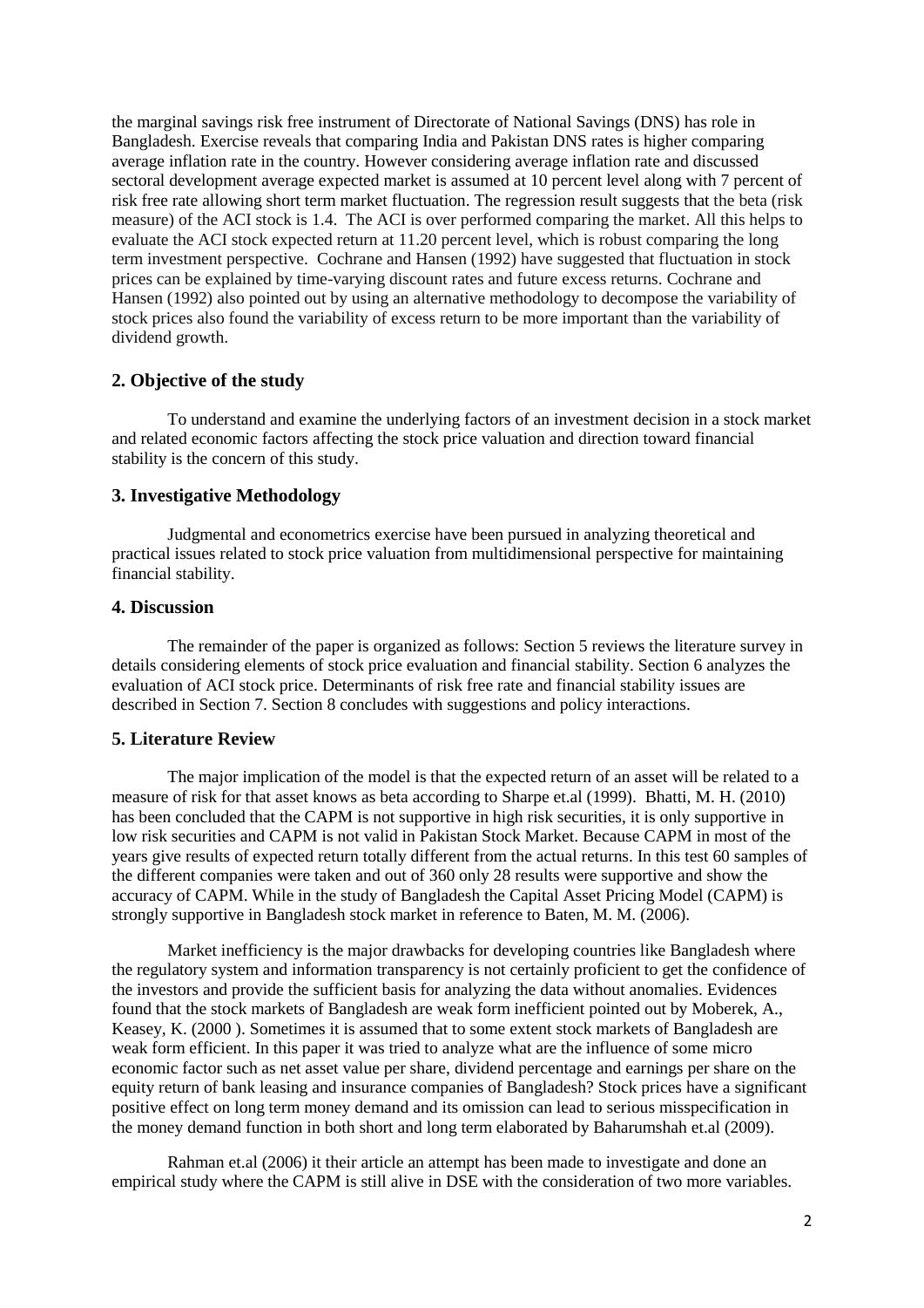the marginal savings risk free instrument of Directorate of National Savings (DNS) has role in Bangladesh. Exercise reveals that comparing India and Pakistan DNS rates is higher comparing average inflation rate in the country. However considering average inflation rate and discussed sectoral development average expected market is assumed at 10 percent level along with 7 percent of risk free rate allowing short term market fluctuation. The regression result suggests that the beta (risk measure) of the ACI stock is 1.4. The ACI is over performed comparing the market. All this helps to evaluate the ACI stock expected return at 11.20 percent level, which is robust comparing the long term investment perspective. Cochrane and Hansen (1992) have suggested that fluctuation in stock prices can be explained by time-varying discount rates and future excess returns. Cochrane and Hansen (1992) also pointed out by using an alternative methodology to decompose the variability of stock prices also found the variability of excess return to be more important than the variability of dividend growth.

## 2. Objective of the study

To understand and examine the underlying factors of an investment decision in a stock market and related economic factors affecting the stock price valuation and direction toward financial stability is the concern of this study.

## 3. Investigative Methodology

Judgmental and econometrics exercise have been pursued in analyzing theoretical and practical issues related to stock price valuation from multidimensional perspective for maintaining financial stability.

## 4. Discussion

The remainder of the paper is organized as follows: Section 5 reviews the literature survey in details considering elements of stock price evaluation and financial stability. Section 6 analyzes the evaluation of ACI stock price. Determinants of risk free rate and financial stability issues are described in Section 7. Section 8 concludes with suggestions and policy interactions.

## 5. Literature Review

The major implication of the model is that the expected return of an asset will be related to a measure of risk for that asset knows as beta according to Sharpe et.al (1999). Bhatti, M. H. (2010) has been concluded that the CAPM is not supportive in high risk securities, it is only supportive in low risk securities and CAPM is not valid in Pakistan Stock Market. Because CAPM in most of the years give results of expected return totally different from the actual returns. In this test 60 samples of the different companies were taken and out of 360 only 28 results were supportive and show the accuracy of CAPM. While in the study of Bangladesh the Capital Asset Pricing Model (CAPM) is strongly supportive in Bangladesh stock market in reference to Baten, M. M. (2006).

Market inefficiency is the major drawbacks for developing countries like Bangladesh where the regulatory system and information transparency is not certainly proficient to get the confidence of the investors and provide the sufficient basis for analyzing the data without anomalies. Evidences found that the stock markets of Bangladesh are weak form inefficient pointed out by Moberek, A., Keasey, K. (2000 ). Sometimes it is assumed that to some extent stock markets of Bangladesh are weak form efficient. In this paper it was tried to analyze what are the influence of some micro economic factor such as net asset value per share, dividend percentage and earnings per share on the equity return of bank leasing and insurance companies of Bangladesh? Stock prices have a significant positive effect on long term money demand and its omission can lead to serious misspecification in the money demand function in both short and long term elaborated by Baharumshah et.al (2009).

Rahman et.al (2006) it their article an attempt has been made to investigate and done an empirical study where the CAPM is still alive in DSE with the consideration of two more variables.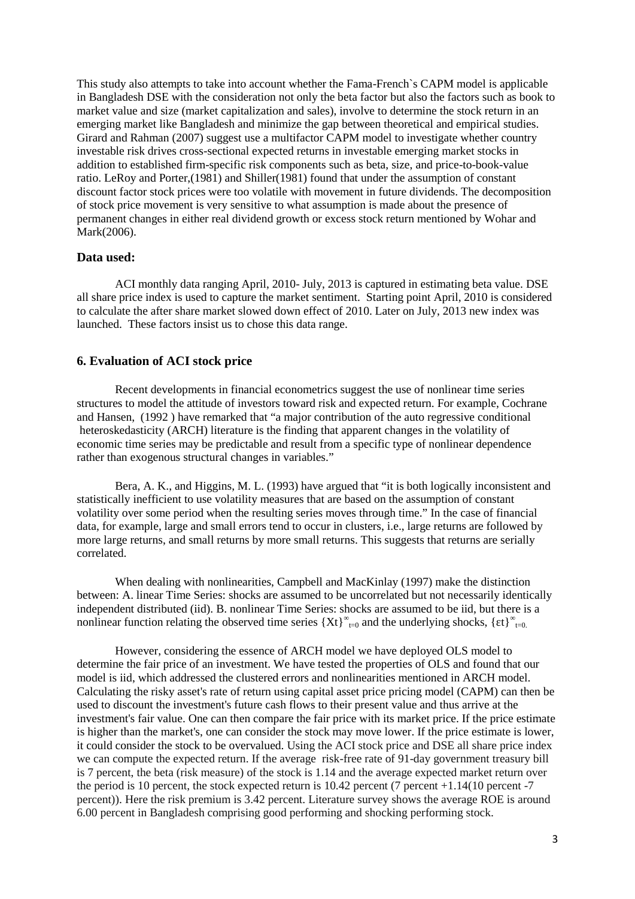This study also attempts to take into account whether the Fama-French`s CAPM model is applicable in Bangladesh DSE with the consideration not only the beta factor but also the factors such as book to market value and size (market capitalization and sales), involve to determine the stock return in an emerging market like Bangladesh and minimize the gap between theoretical and empirical studies. Girard and Rahman (2007) suggest use a multifactor CAPM model to investigate whether country investable risk drives cross-sectional expected returns in investable emerging market stocks in addition to established firm-specific risk components such as beta, size, and price-to-book-value ratio. LeRoy and Porter,(1981) and Shiller(1981) found that under the assumption of constant discount factor stock prices were too volatile with movement in future dividends. The decomposition of stock price movement is very sensitive to what assumption is made about the presence of permanent changes in either real dividend growth or excess stock return mentioned by Wohar and Mark(2006).

### Data used:

ACI monthly data ranging April, 2010- July, 2013 is captured in estimating beta value. DSE all share price index is used to capture the market sentiment. Starting point April, 2010 is considered to calculate the after share market slowed down effect of 2010. Later on July, 2013 new index was launched. These factors insist us to chose this data range.

## 6. Evaluation of ACI stock price

Recent developments in financial econometrics suggest the use of nonlinear time series structures to model the attitude of investors toward risk and expected return. For example, Cochrane and Hansen, (1992 ) have remarked that "a major contribution of the auto regressive conditional heteroskedasticity (ARCH) literature is the finding that apparent changes in the volatility of economic time series may be predictable and result from a specific type of nonlinear dependence rather than exogenous structural changes in variables."

Bera, A. K., and Higgins, M. L. (1993) have argued that "it is both logically inconsistent and statistically inefficient to use volatility measures that are based on the assumption of constant volatility over some period when the resulting series moves through time." In the case of financial data, for example, large and small errors tend to occur in clusters, i.e., large returns are followed by more large returns, and small returns by more small returns. This suggests that returns are serially correlated.

When dealing with nonlinearities, Campbell and MacKinlay (1997) make the distinction between: A. linear Time Series: shocks are assumed to be uncorrelated but not necessarily identically independent distributed (iid). B. nonlinear Time Series: shocks are assumed to be iid, but there is a nonlinear function relating the observed time series $\{X_t\}^{\infty}_{t=0}$ and the underlying shocks, $\{\varepsilon_t\}^{\infty}_{t=0.}$

However, considering the essence of ARCH model we have deployed OLS model to determine the fair price of an investment. We have tested the properties of OLS and found that our model is iid, which addressed the clustered errors and nonlinearities mentioned in ARCH model. Calculating the risky asset's rate of return using capital asset price pricing model (CAPM) can then be used to discount the investment's future cash flows to their present value and thus arrive at the investment's fair value. One can then compare the fair price with its market price. If the price estimate is higher than the market's, one can consider the stock may move lower. If the price estimate is lower, it could consider the stock to be overvalued. Using the ACI stock price and DSE all share price index we can compute the expected return. If the average risk-free rate of 91-day government treasury bill is 7 percent, the beta (risk measure) of the stock is 1.14 and the average expected market return over the period is 10 percent, the stock expected return is 10.42 percent (7 percent +1.14(10 percent -7 percent)). Here the risk premium is 3.42 percent. Literature survey shows the average ROE is around 6.00 percent in Bangladesh comprising good performing and shocking performing stock.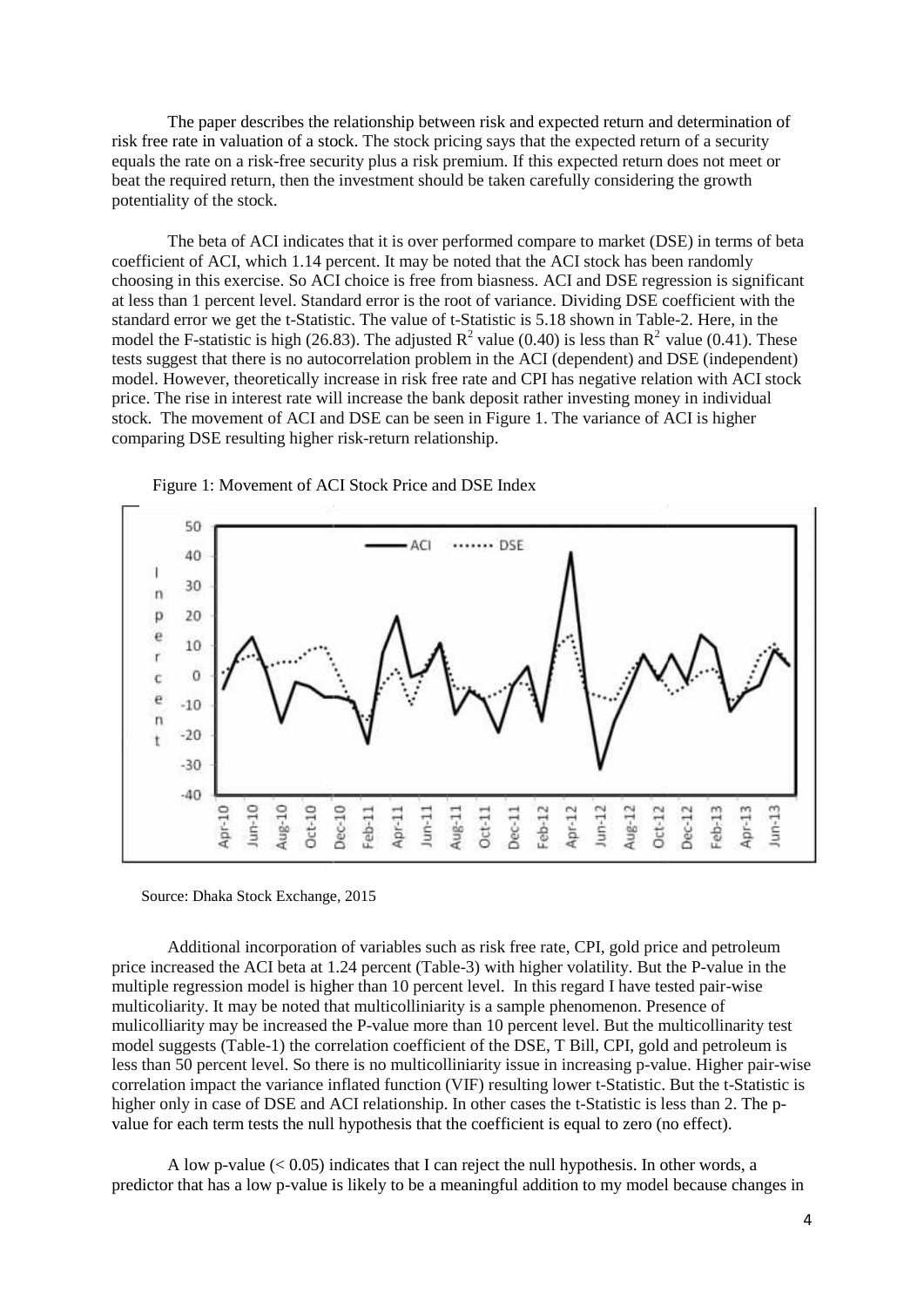The paper describes the relationship between risk and expected return and determination of risk free rate in valuation of a stock. The stock pricing says that the expected return of a security equals the rate on a risk-free security plus a risk premium. If this expected return does not meet or beat the required return, then the investment should be taken carefully considering the growth potentiality of the stock.

The beta of ACI indicates that it is over performed compare to market (DSE) in terms of beta coefficient of ACI, which 1.14 percent. It may be noted that the ACI stock has been randomly choosing in this exercise. So ACI choice is free from biasness. ACI and DSE regression is significant at less than 1 percent level. Standard error is the root of variance. Dividing DSE coefficient with the standard error we get the t-Statistic. The value of t-Statistic is 5.18 shown in Table-2. Here, in the model the F-statistic is high (26.83). The adjusted $R^2$ value (0.40) is less than $R^2$ value (0.41). These tests suggest that there is no autocorrelation problem in the ACI (dependent) and DSE (independent) model. However, theoretically increase in risk free rate and CPI has negative relation with ACI stock price. The rise in interest rate will increase the bank deposit rather investing money in individual stock. The movement of ACI and DSE can be seen in Figure 1. The variance of ACI is higher comparing DSE resulting higher risk-return relationship.

Figure 1: Movement of ACI Stock Price and DSE Index

Source: Dhaka Stock Exchange, 2015

Additional incorporation of variables such as risk free rate, CPI, gold price and petroleum price increased the ACI beta at 1.24 percent (Table-3) with higher volatility. But the P-value in the multiple regression model is higher than 10 percent level. In this regard I have tested pair-wise multicoliarity. It may be noted that multicolliniarity is a sample phenomenon. Presence of mulicolliarity may be increased the P-value more than 10 percent level. But the multicollinarity test model suggests (Table-1) the correlation coefficient of the DSE, T Bill, CPI, gold and petroleum is less than 50 percent level. So there is no multicolliniarity issue in increasing p-value. Higher pair-wise correlation impact the variance inflated function (VIF) resulting lower t-Statistic. But the t-Statistic is higher only in case of DSE and ACI relationship. In other cases the t-Statistic is less than 2. The p-value for each term tests the null hypothesis that the coefficient is equal to zero (no effect).

A low p-value ($< 0.05$) indicates that I can reject the null hypothesis. In other words, a predictor that has a low p-value is likely to be a meaningful addition to my model because changes in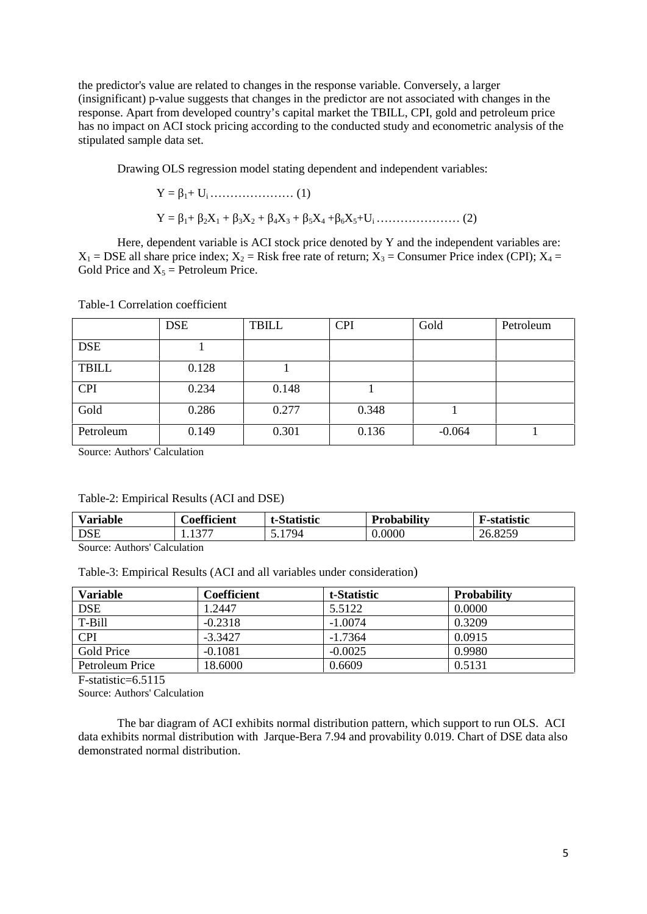the predictor's value are related to changes in the response variable. Conversely, a larger (insignificant) p-value suggests that changes in the predictor are not associated with changes in the response. Apart from developed country's capital market the TBILL, CPI, gold and petroleum price has no impact on ACI stock pricing according to the conducted study and econometric analysis of the stipulated sample data set.

Drawing OLS regression model stating dependent and independent variables:

$$Y = \beta_1 + U_i \ldots\ldots\ldots\ldots\ldots\ldots\ldots (1)$$

$$Y = \beta_1 + \beta_2 X_1 + \beta_3 X_2 + \beta_4 X_3 + \beta_5 X_4 + \beta_6 X_5 + U_i \ldots\ldots\ldots\ldots\ldots\ldots\ldots (2)$$

Here, dependent variable is ACI stock price denoted by Y and the independent variables are: $X_1$ = DSE all share price index; $X_2$ = Risk free rate of return; $X_3$ = Consumer Price index (CPI); $X_4$ = Gold Price and $X_5$ = Petroleum Price.

Table-1 Correlation coefficient

| | DSE | TBILL | CPI | Gold | Petroleum |
|---|---|---|---|---|---|
| DSE | 1 | | | | |
| TBILL | 0.128 | 1 | | | |
| CPI | 0.234 | 0.148 | 1 | | |
| Gold | 0.286 | 0.277 | 0.348 | 1 | |
| Petroleum | 0.149 | 0.301 | 0.136 | -0.064 | 1 |

Source: Authors' Calculation

Table-2: Empirical Results (ACI and DSE)

| **Variable** | **Coefficient** | **t-Statistic** | **Probability** | **F-statistic** |
|---|---|---|---|---|
| DSE | 1.1377 | 5.1794 | 0.0000 | 26.8259 |

Source: Authors' Calculation

Table-3: Empirical Results (ACI and all variables under consideration)

| **Variable** | **Coefficient** | **t-Statistic** | **Probability** |
|---|---|---|---|
| DSE | 1.2447 | 5.5122 | 0.0000 |
| T-Bill | -0.2318 | -1.0074 | 0.3209 |
| CPI | -3.3427 | -1.7364 | 0.0915 |
| Gold Price | -0.1081 | -0.0025 | 0.9980 |
| Petroleum Price | 18.6000 | 0.6609 | 0.5131 |

F-statistic=6.5115

Source: Authors' Calculation

The bar diagram of ACI exhibits normal distribution pattern, which support to run OLS. ACI data exhibits normal distribution with Jarque-Bera 7.94 and provability 0.019. Chart of DSE data also demonstrated normal distribution.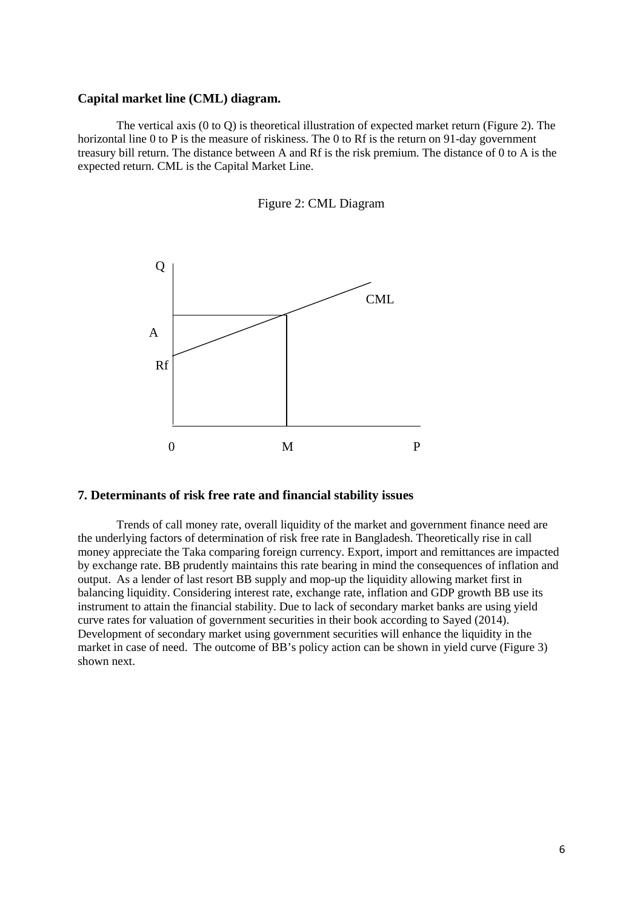**Capital market line (CML) diagram.**

The vertical axis (0 to Q) is theoretical illustration of expected market return (Figure 2). The horizontal line 0 to P is the measure of riskiness. The 0 to Rf is the return on 91-day government treasury bill return. The distance between A and Rf is the risk premium. The distance of 0 to A is the expected return. CML is the Capital Market Line.

Figure 2: CML Diagram

## 7. Determinants of risk free rate and financial stability issues

Trends of call money rate, overall liquidity of the market and government finance need are the underlying factors of determination of risk free rate in Bangladesh. Theoretically rise in call money appreciate the Taka comparing foreign currency. Export, import and remittances are impacted by exchange rate. BB prudently maintains this rate bearing in mind the consequences of inflation and output. As a lender of last resort BB supply and mop-up the liquidity allowing market first in balancing liquidity. Considering interest rate, exchange rate, inflation and GDP growth BB use its instrument to attain the financial stability. Due to lack of secondary market banks are using yield curve rates for valuation of government securities in their book according to Sayed (2014). Development of secondary market using government securities will enhance the liquidity in the market in case of need. The outcome of BB's policy action can be shown in yield curve (Figure 3) shown next.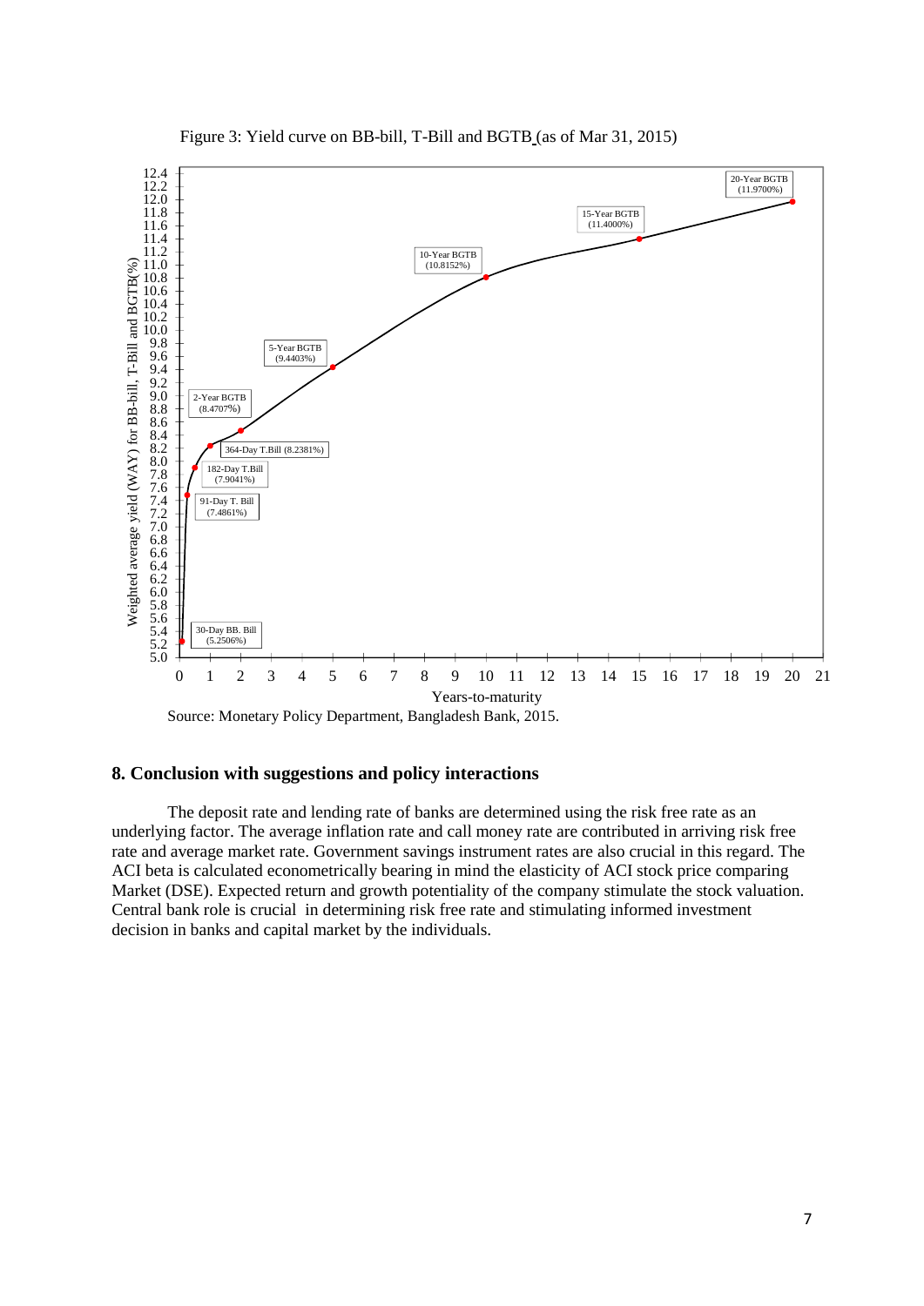Figure 3: Yield curve on BB-bill, T-Bill and BGTB (as of Mar 31, 2015)

Source: Monetary Policy Department, Bangladesh Bank, 2015.

## 8. Conclusion with suggestions and policy interactions

The deposit rate and lending rate of banks are determined using the risk free rate as an underlying factor. The average inflation rate and call money rate are contributed in arriving risk free rate and average market rate. Government savings instrument rates are also crucial in this regard. The ACI beta is calculated econometrically bearing in mind the elasticity of ACI stock price comparing Market (DSE). Expected return and growth potentiality of the company stimulate the stock valuation. Central bank role is crucial in determining risk free rate and stimulating informed investment decision in banks and capital market by the individuals.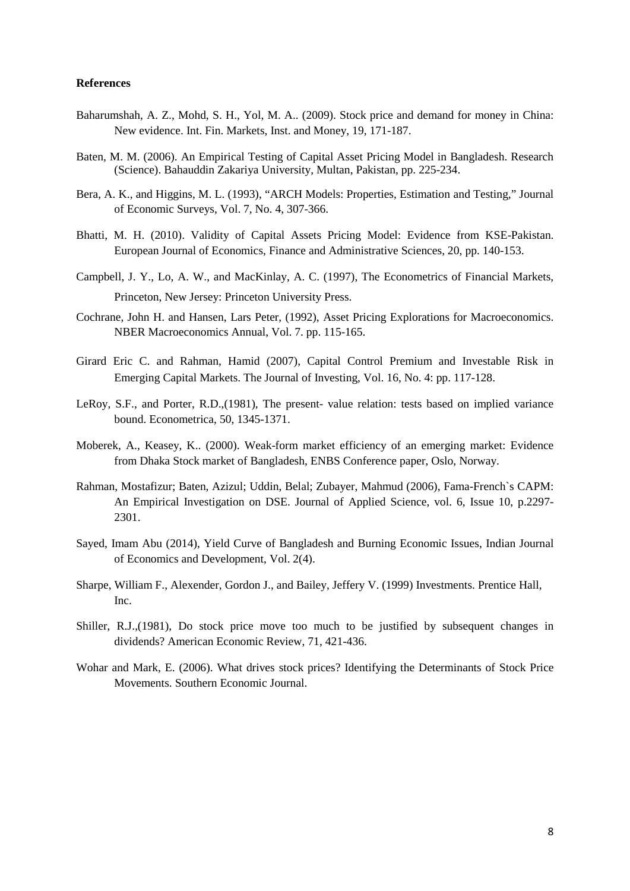**References**

Baharumshah, A. Z., Mohd, S. H., Yol, M. A.. (2009). Stock price and demand for money in China: New evidence. Int. Fin. Markets, Inst. and Money, 19, 171-187.

Baten, M. M. (2006). An Empirical Testing of Capital Asset Pricing Model in Bangladesh. Research (Science). Bahauddin Zakariya University, Multan, Pakistan, pp. 225-234.

Bera, A. K., and Higgins, M. L. (1993), "ARCH Models: Properties, Estimation and Testing," Journal of Economic Surveys, Vol. 7, No. 4, 307-366.

Bhatti, M. H. (2010). Validity of Capital Assets Pricing Model: Evidence from KSE-Pakistan. European Journal of Economics, Finance and Administrative Sciences, 20, pp. 140-153.

Campbell, J. Y., Lo, A. W., and MacKinlay, A. C. (1997), The Econometrics of Financial Markets, Princeton, New Jersey: Princeton University Press.

Cochrane, John H. and Hansen, Lars Peter, (1992), Asset Pricing Explorations for Macroeconomics. NBER Macroeconomics Annual, Vol. 7. pp. 115-165.

Girard Eric C. and Rahman, Hamid (2007), Capital Control Premium and Investable Risk in Emerging Capital Markets. The Journal of Investing, Vol. 16, No. 4: pp. 117-128.

LeRoy, S.F., and Porter, R.D.,(1981), The present- value relation: tests based on implied variance bound. Econometrica, 50, 1345-1371.

Moberek, A., Keasey, K.. (2000). Weak-form market efficiency of an emerging market: Evidence from Dhaka Stock market of Bangladesh, ENBS Conference paper, Oslo, Norway.

Rahman, Mostafizur; Baten, Azizul; Uddin, Belal; Zubayer, Mahmud (2006), Fama-French`s CAPM: An Empirical Investigation on DSE. Journal of Applied Science, vol. 6, Issue 10, p.2297-2301.

Sayed, Imam Abu (2014), Yield Curve of Bangladesh and Burning Economic Issues, Indian Journal of Economics and Development, Vol. 2(4).

Sharpe, William F., Alexender, Gordon J., and Bailey, Jeffery V. (1999) Investments. Prentice Hall, Inc.

Shiller, R.J.,(1981), Do stock price move too much to be justified by subsequent changes in dividends? American Economic Review, 71, 421-436.

Wohar and Mark, E. (2006). What drives stock prices? Identifying the Determinants of Stock Price Movements. Southern Economic Journal.